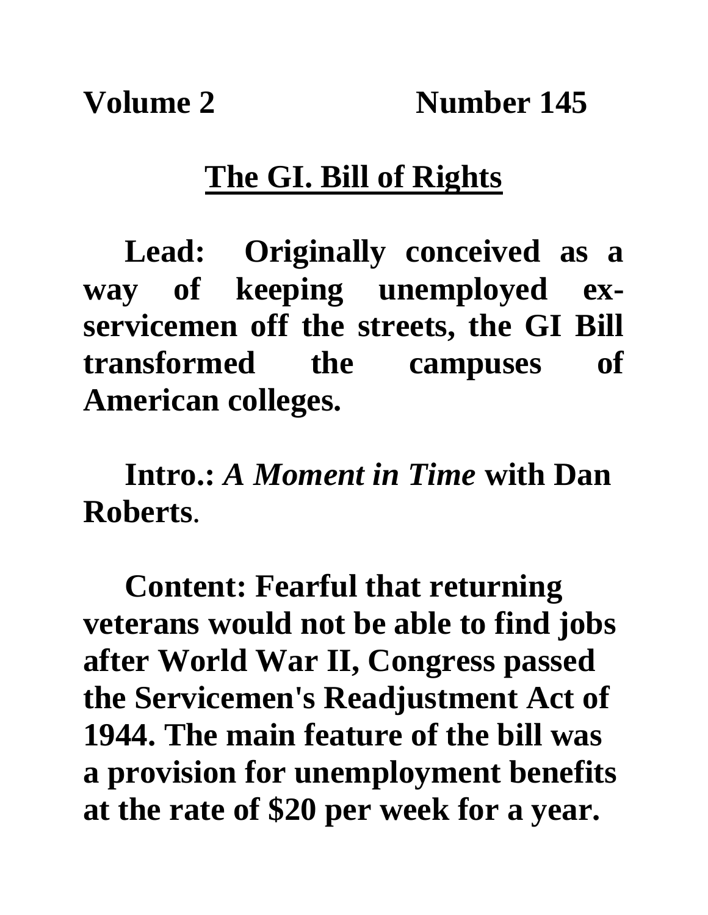**Volume 2 Number 145**

# The GI. Bill of Rights

**Lead: Originally conceived as a way of keeping unemployed ex-servicemen off the streets, the GI Bill transformed the campuses of American colleges.**

**Intro.: *A Moment in Time* with Dan Roberts.**

**Content: Fearful that returning veterans would not be able to find jobs after World War II, Congress passed the Servicemen's Readjustment Act of 1944. The main feature of the bill was a provision for unemployment benefits at the rate of $20 per week for a year.**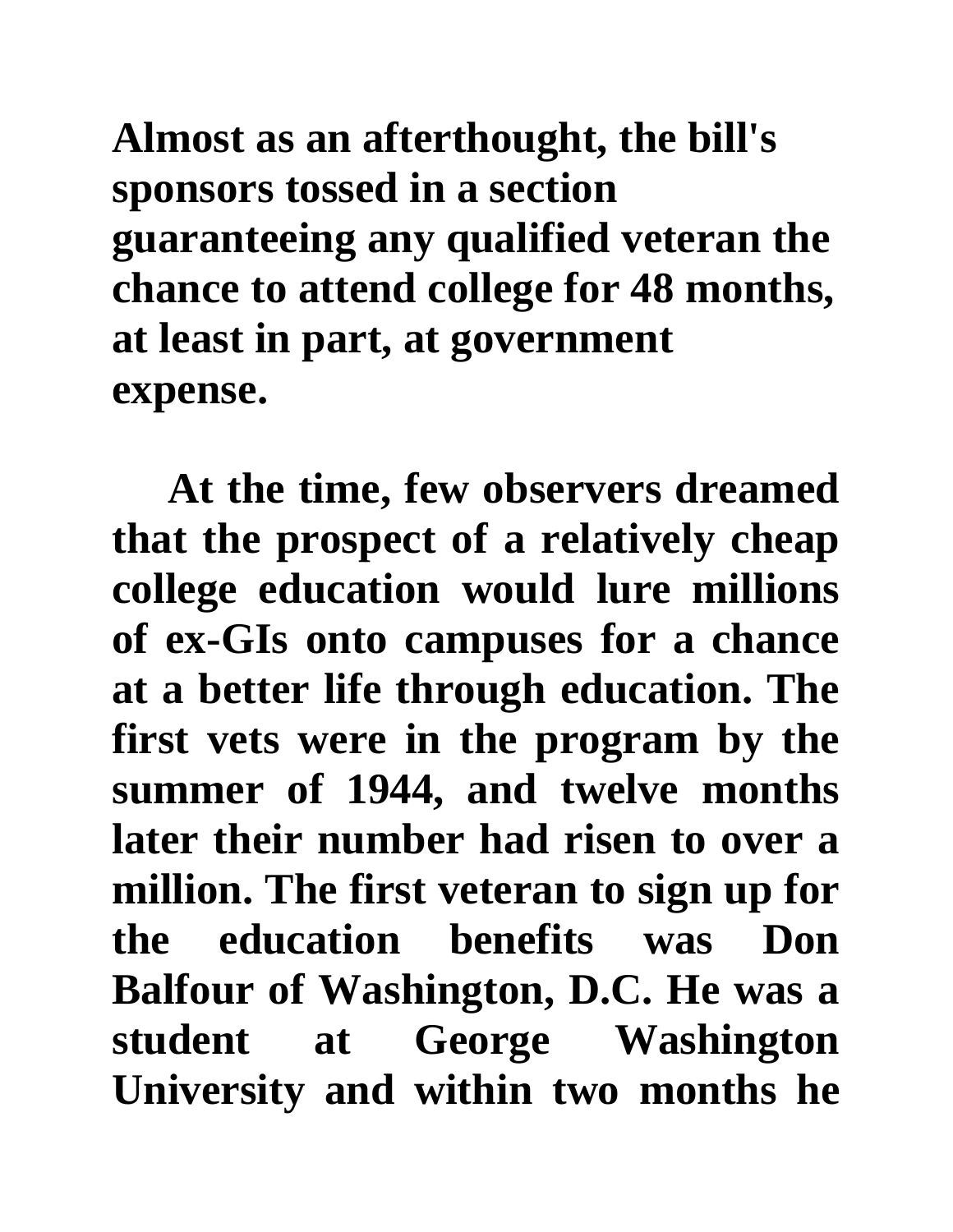**Almost as an afterthought, the bill's sponsors tossed in a section guaranteeing any qualified veteran the chance to attend college for 48 months, at least in part, at government expense.**

**At the time, few observers dreamed that the prospect of a relatively cheap college education would lure millions of ex-GIs onto campuses for a chance at a better life through education. The first vets were in the program by the summer of 1944, and twelve months later their number had risen to over a million. The first veteran to sign up for the education benefits was Don Balfour of Washington, D.C. He was a student at George Washington University and within two months he**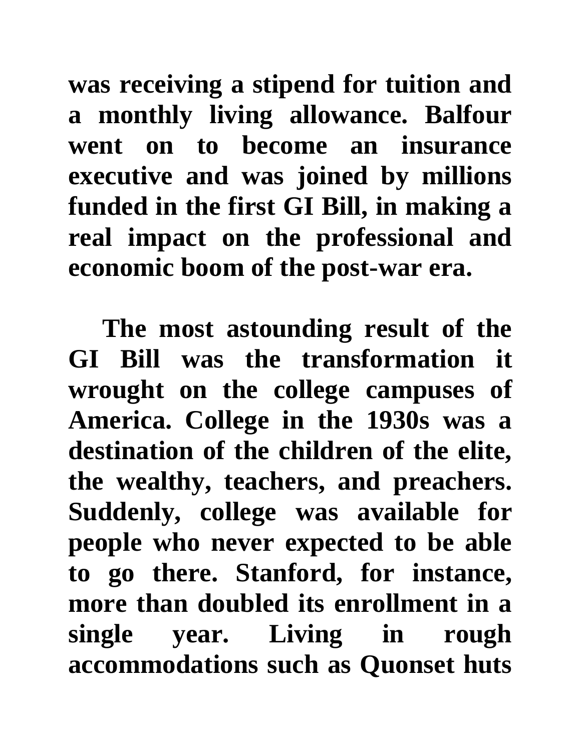**was receiving a stipend for tuition and a monthly living allowance. Balfour went on to become an insurance executive and was joined by millions funded in the first GI Bill, in making a real impact on the professional and economic boom of the post-war era.**

**The most astounding result of the GI Bill was the transformation it wrought on the college campuses of America. College in the 1930s was a destination of the children of the elite, the wealthy, teachers, and preachers. Suddenly, college was available for people who never expected to be able to go there. Stanford, for instance, more than doubled its enrollment in a single year. Living in rough accommodations such as Quonset huts**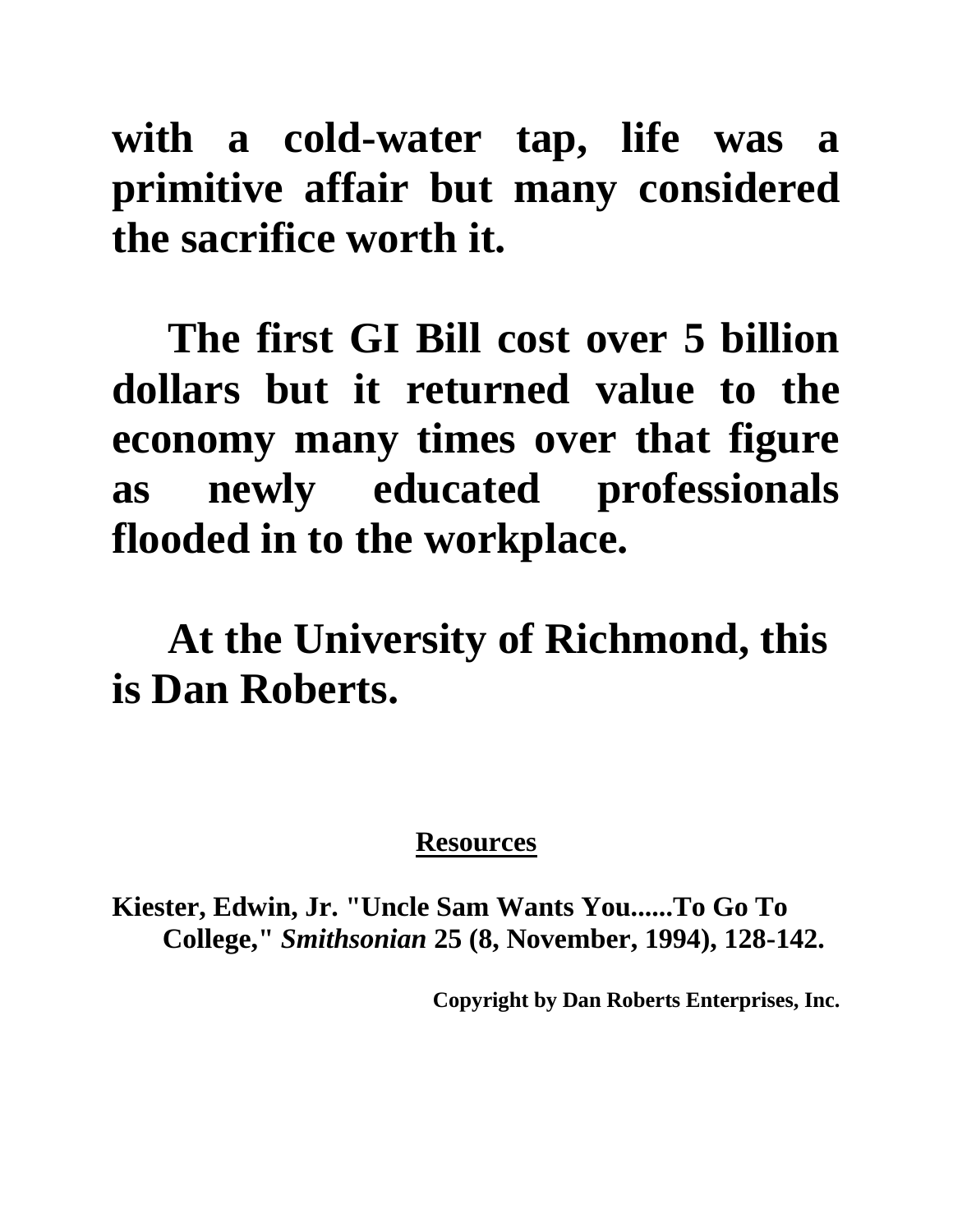**with a cold-water tap, life was a primitive affair but many considered the sacrifice worth it.**

**The first GI Bill cost over 5 billion dollars but it returned value to the economy many times over that figure as newly educated professionals flooded in to the workplace.**

**At the University of Richmond, this is Dan Roberts.**

## Resources

**Kiester, Edwin, Jr. "Uncle Sam Wants You......To Go To College,"** ***Smithsonian*** **25 (8, November, 1994), 128-142.**

**Copyright by Dan Roberts Enterprises, Inc.**